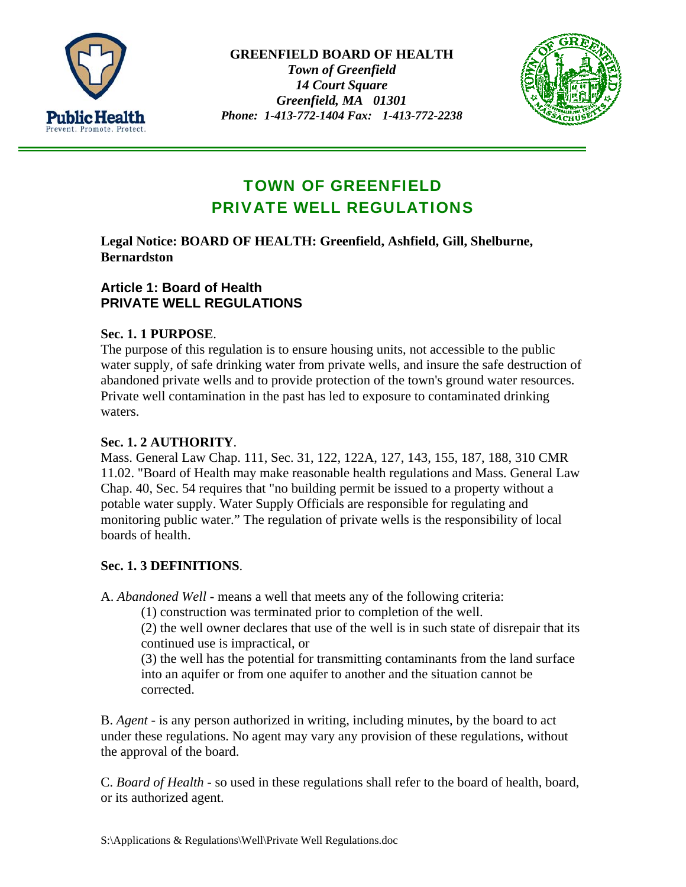**GREENFIELD BOARD OF HEALTH**
*Town of Greenfield*
*14 Court Square*
*Greenfield, MA 01301*
*Phone: 1-413-772-1404 Fax: 1-413-772-2238*

# TOWN OF GREENFIELD
# PRIVATE WELL REGULATIONS

**Legal Notice: BOARD OF HEALTH: Greenfield, Ashfield, Gill, Shelburne, Bernardston**

## Article 1: Board of Health
## PRIVATE WELL REGULATIONS

**Sec. 1. 1 PURPOSE**.
The purpose of this regulation is to ensure housing units, not accessible to the public water supply, of safe drinking water from private wells, and insure the safe destruction of abandoned private wells and to provide protection of the town's ground water resources. Private well contamination in the past has led to exposure to contaminated drinking waters.

**Sec. 1. 2 AUTHORITY**.
Mass. General Law Chap. 111, Sec. 31, 122, 122A, 127, 143, 155, 187, 188, 310 CMR 11.02. "Board of Health may make reasonable health regulations and Mass. General Law Chap. 40, Sec. 54 requires that "no building permit be issued to a property without a potable water supply. Water Supply Officials are responsible for regulating and monitoring public water." The regulation of private wells is the responsibility of local boards of health.

**Sec. 1. 3 DEFINITIONS**.

A. *Abandoned Well* - means a well that meets any of the following criteria:

(1) construction was terminated prior to completion of the well.

(2) the well owner declares that use of the well is in such state of disrepair that its continued use is impractical, or

(3) the well has the potential for transmitting contaminants from the land surface into an aquifer or from one aquifer to another and the situation cannot be corrected.

B. *Agent* - is any person authorized in writing, including minutes, by the board to act under these regulations. No agent may vary any provision of these regulations, without the approval of the board.

C. *Board of Health* - so used in these regulations shall refer to the board of health, board, or its authorized agent.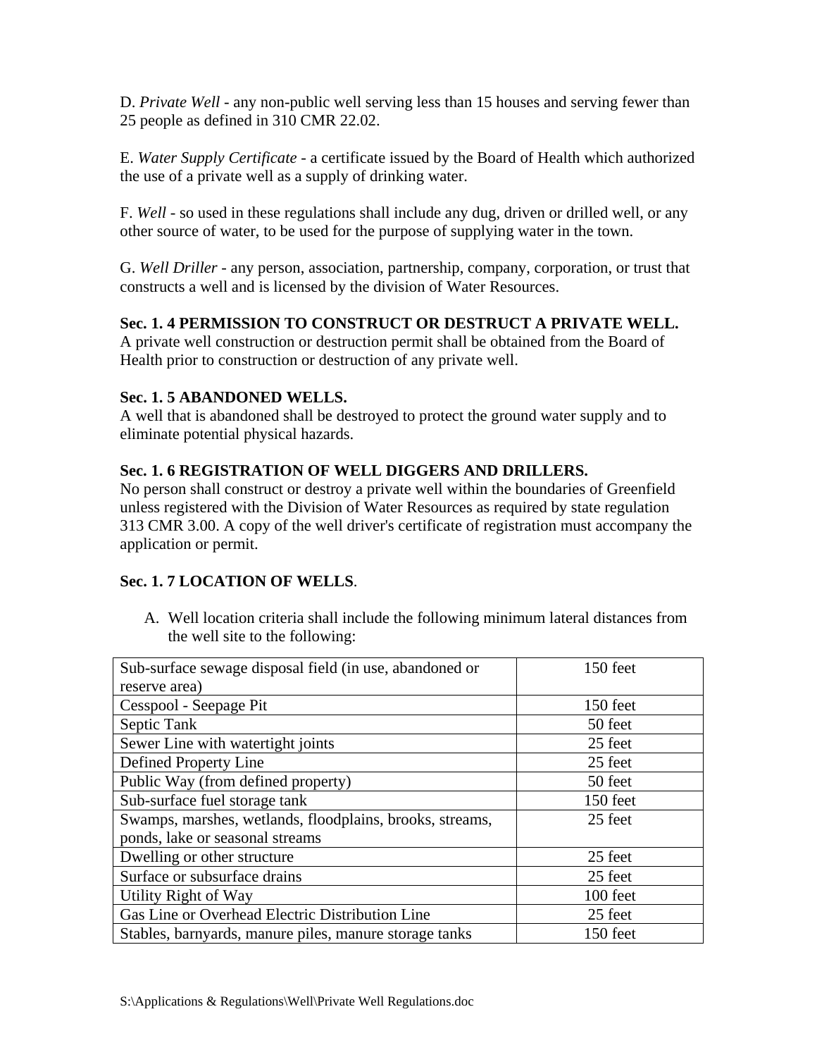D. *Private Well* - any non-public well serving less than 15 houses and serving fewer than 25 people as defined in 310 CMR 22.02.

E. *Water Supply Certificate* - a certificate issued by the Board of Health which authorized the use of a private well as a supply of drinking water.

F. *Well* - so used in these regulations shall include any dug, driven or drilled well, or any other source of water, to be used for the purpose of supplying water in the town.

G. *Well Driller* - any person, association, partnership, company, corporation, or trust that constructs a well and is licensed by the division of Water Resources.

**Sec. 1. 4 PERMISSION TO CONSTRUCT OR DESTRUCT A PRIVATE WELL.**
A private well construction or destruction permit shall be obtained from the Board of Health prior to construction or destruction of any private well.

**Sec. 1. 5 ABANDONED WELLS.**
A well that is abandoned shall be destroyed to protect the ground water supply and to eliminate potential physical hazards.

**Sec. 1. 6 REGISTRATION OF WELL DIGGERS AND DRILLERS.**
No person shall construct or destroy a private well within the boundaries of Greenfield unless registered with the Division of Water Resources as required by state regulation 313 CMR 3.00. A copy of the well driver's certificate of registration must accompany the application or permit.

**Sec. 1. 7 LOCATION OF WELLS**.

A. Well location criteria shall include the following minimum lateral distances from the well site to the following:

| | |
|---|---|
| Sub-surface sewage disposal field (in use, abandoned or reserve area) | 150 feet |
| Cesspool - Seepage Pit | 150 feet |
| Septic Tank | 50 feet |
| Sewer Line with watertight joints | 25 feet |
| Defined Property Line | 25 feet |
| Public Way (from defined property) | 50 feet |
| Sub-surface fuel storage tank | 150 feet |
| Swamps, marshes, wetlands, floodplains, brooks, streams, ponds, lake or seasonal streams | 25 feet |
| Dwelling or other structure | 25 feet |
| Surface or subsurface drains | 25 feet |
| Utility Right of Way | 100 feet |
| Gas Line or Overhead Electric Distribution Line | 25 feet |
| Stables, barnyards, manure piles, manure storage tanks | 150 feet |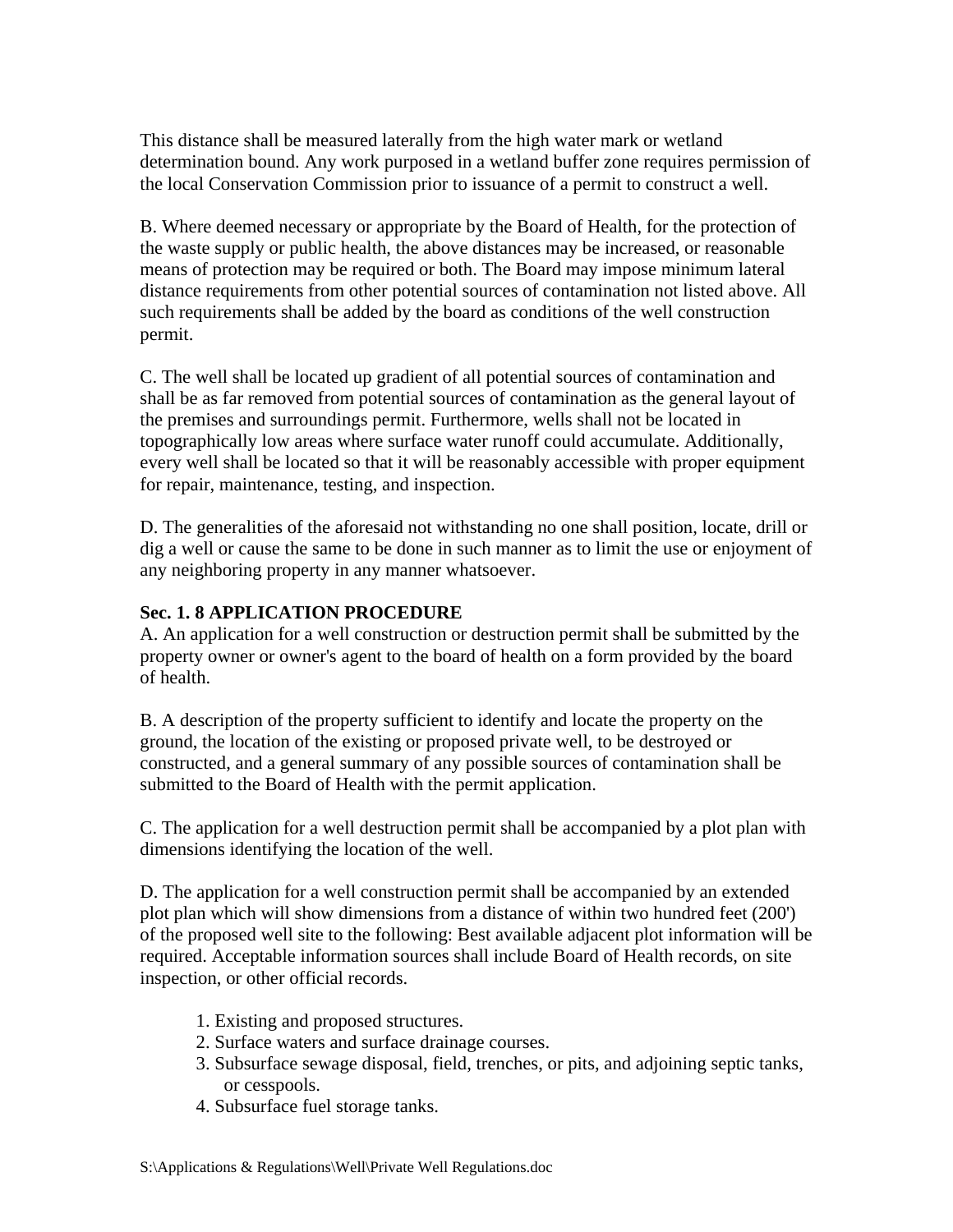This distance shall be measured laterally from the high water mark or wetland determination bound. Any work purposed in a wetland buffer zone requires permission of the local Conservation Commission prior to issuance of a permit to construct a well.

B. Where deemed necessary or appropriate by the Board of Health, for the protection of the waste supply or public health, the above distances may be increased, or reasonable means of protection may be required or both. The Board may impose minimum lateral distance requirements from other potential sources of contamination not listed above. All such requirements shall be added by the board as conditions of the well construction permit.

C. The well shall be located up gradient of all potential sources of contamination and shall be as far removed from potential sources of contamination as the general layout of the premises and surroundings permit. Furthermore, wells shall not be located in topographically low areas where surface water runoff could accumulate. Additionally, every well shall be located so that it will be reasonably accessible with proper equipment for repair, maintenance, testing, and inspection.

D. The generalities of the aforesaid not withstanding no one shall position, locate, drill or dig a well or cause the same to be done in such manner as to limit the use or enjoyment of any neighboring property in any manner whatsoever.

**Sec. 1. 8 APPLICATION PROCEDURE**

A. An application for a well construction or destruction permit shall be submitted by the property owner or owner's agent to the board of health on a form provided by the board of health.

B. A description of the property sufficient to identify and locate the property on the ground, the location of the existing or proposed private well, to be destroyed or constructed, and a general summary of any possible sources of contamination shall be submitted to the Board of Health with the permit application.

C. The application for a well destruction permit shall be accompanied by a plot plan with dimensions identifying the location of the well.

D. The application for a well construction permit shall be accompanied by an extended plot plan which will show dimensions from a distance of within two hundred feet (200') of the proposed well site to the following: Best available adjacent plot information will be required. Acceptable information sources shall include Board of Health records, on site inspection, or other official records.

1. Existing and proposed structures.
2. Surface waters and surface drainage courses.
3. Subsurface sewage disposal, field, trenches, or pits, and adjoining septic tanks, or cesspools.
4. Subsurface fuel storage tanks.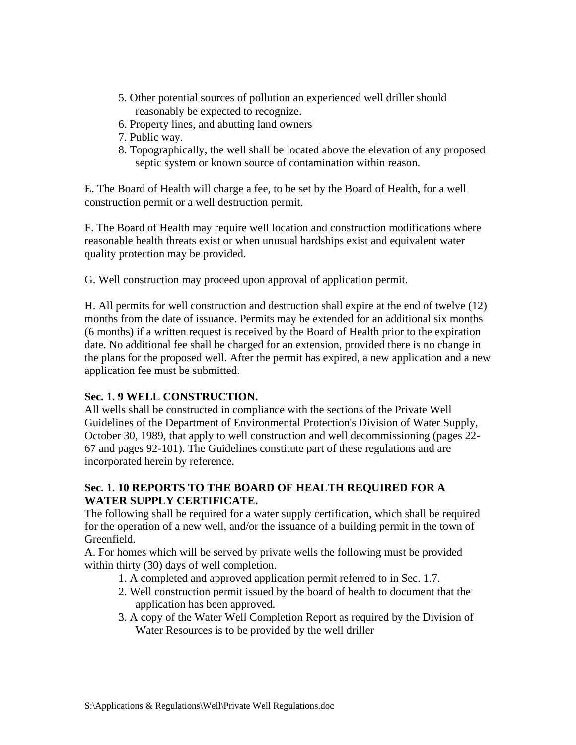5. Other potential sources of pollution an experienced well driller should reasonably be expected to recognize.
6. Property lines, and abutting land owners
7. Public way.
8. Topographically, the well shall be located above the elevation of any proposed septic system or known source of contamination within reason.

E. The Board of Health will charge a fee, to be set by the Board of Health, for a well construction permit or a well destruction permit.

F. The Board of Health may require well location and construction modifications where reasonable health threats exist or when unusual hardships exist and equivalent water quality protection may be provided.

G. Well construction may proceed upon approval of application permit.

H. All permits for well construction and destruction shall expire at the end of twelve (12) months from the date of issuance. Permits may be extended for an additional six months (6 months) if a written request is received by the Board of Health prior to the expiration date. No additional fee shall be charged for an extension, provided there is no change in the plans for the proposed well. After the permit has expired, a new application and a new application fee must be submitted.

**Sec. 1. 9 WELL CONSTRUCTION.**

All wells shall be constructed in compliance with the sections of the Private Well Guidelines of the Department of Environmental Protection's Division of Water Supply, October 30, 1989, that apply to well construction and well decommissioning (pages 22-67 and pages 92-101). The Guidelines constitute part of these regulations and are incorporated herein by reference.

**Sec. 1. 10 REPORTS TO THE BOARD OF HEALTH REQUIRED FOR A WATER SUPPLY CERTIFICATE.**

The following shall be required for a water supply certification, which shall be required for the operation of a new well, and/or the issuance of a building permit in the town of Greenfield.

A. For homes which will be served by private wells the following must be provided within thirty (30) days of well completion.

1. A completed and approved application permit referred to in Sec. 1.7.
2. Well construction permit issued by the board of health to document that the application has been approved.
3. A copy of the Water Well Completion Report as required by the Division of Water Resources is to be provided by the well driller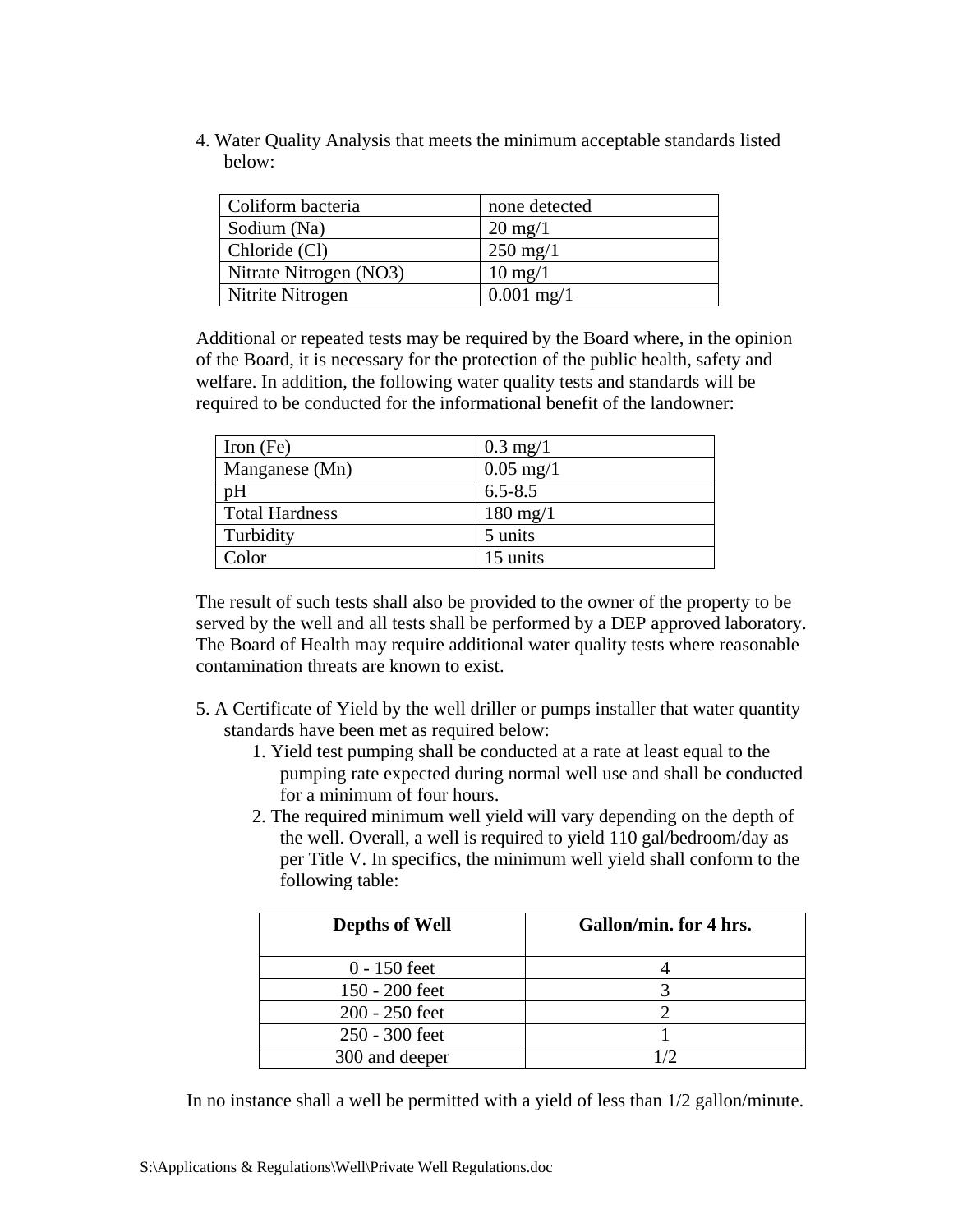4. Water Quality Analysis that meets the minimum acceptable standards listed below:

| Coliform bacteria | none detected |
| --- | --- |
| Sodium (Na) | 20 mg/1 |
| Chloride (Cl) | 250 mg/1 |
| Nitrate Nitrogen (NO3) | 10 mg/1 |
| Nitrite Nitrogen | 0.001 mg/1 |

Additional or repeated tests may be required by the Board where, in the opinion of the Board, it is necessary for the protection of the public health, safety and welfare. In addition, the following water quality tests and standards will be required to be conducted for the informational benefit of the landowner:

| Iron (Fe) | 0.3 mg/1 |
| --- | --- |
| Manganese (Mn) | 0.05 mg/1 |
| pH | 6.5-8.5 |
| Total Hardness | 180 mg/1 |
| Turbidity | 5 units |
| Color | 15 units |

The result of such tests shall also be provided to the owner of the property to be served by the well and all tests shall be performed by a DEP approved laboratory. The Board of Health may require additional water quality tests where reasonable contamination threats are known to exist.

5. A Certificate of Yield by the well driller or pumps installer that water quantity standards have been met as required below:
   1. Yield test pumping shall be conducted at a rate at least equal to the pumping rate expected during normal well use and shall be conducted for a minimum of four hours.
   2. The required minimum well yield will vary depending on the depth of the well. Overall, a well is required to yield 110 gal/bedroom/day as per Title V. In specifics, the minimum well yield shall conform to the following table:

| **Depths of Well** | **Gallon/min. for 4 hrs.** |
| --- | --- |
| 0 - 150 feet | 4 |
| 150 - 200 feet | 3 |
| 200 - 250 feet | 2 |
| 250 - 300 feet | 1 |
| 300 and deeper | 1/2 |

In no instance shall a well be permitted with a yield of less than 1/2 gallon/minute.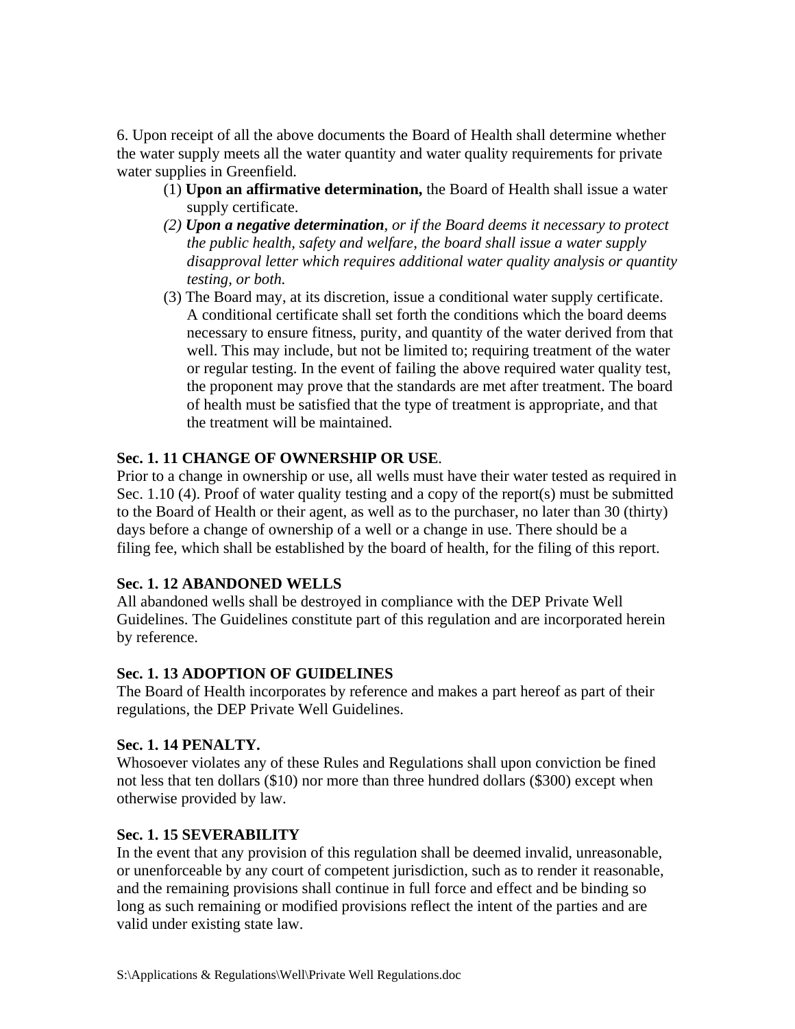6. Upon receipt of all the above documents the Board of Health shall determine whether the water supply meets all the water quantity and water quality requirements for private water supplies in Greenfield.

   (1) **Upon an affirmative determination,** the Board of Health shall issue a water supply certificate.

   *(2)* ***Upon a negative determination****, or if the Board deems it necessary to protect the public health, safety and welfare, the board shall issue a water supply disapproval letter which requires additional water quality analysis or quantity testing, or both.*

   (3) The Board may, at its discretion, issue a conditional water supply certificate. A conditional certificate shall set forth the conditions which the board deems necessary to ensure fitness, purity, and quantity of the water derived from that well. This may include, but not be limited to; requiring treatment of the water or regular testing. In the event of failing the above required water quality test, the proponent may prove that the standards are met after treatment. The board of health must be satisfied that the type of treatment is appropriate, and that the treatment will be maintained.

**Sec. 1. 11 CHANGE OF OWNERSHIP OR USE**.

Prior to a change in ownership or use, all wells must have their water tested as required in Sec. 1.10 (4). Proof of water quality testing and a copy of the report(s) must be submitted to the Board of Health or their agent, as well as to the purchaser, no later than 30 (thirty) days before a change of ownership of a well or a change in use. There should be a filing fee, which shall be established by the board of health, for the filing of this report.

**Sec. 1. 12 ABANDONED WELLS**

All abandoned wells shall be destroyed in compliance with the DEP Private Well Guidelines. The Guidelines constitute part of this regulation and are incorporated herein by reference.

**Sec. 1. 13 ADOPTION OF GUIDELINES**

The Board of Health incorporates by reference and makes a part hereof as part of their regulations, the DEP Private Well Guidelines.

**Sec. 1. 14 PENALTY.**

Whosoever violates any of these Rules and Regulations shall upon conviction be fined not less that ten dollars ($10) nor more than three hundred dollars ($300) except when otherwise provided by law.

**Sec. 1. 15 SEVERABILITY**

In the event that any provision of this regulation shall be deemed invalid, unreasonable, or unenforceable by any court of competent jurisdiction, such as to render it reasonable, and the remaining provisions shall continue in full force and effect and be binding so long as such remaining or modified provisions reflect the intent of the parties and are valid under existing state law.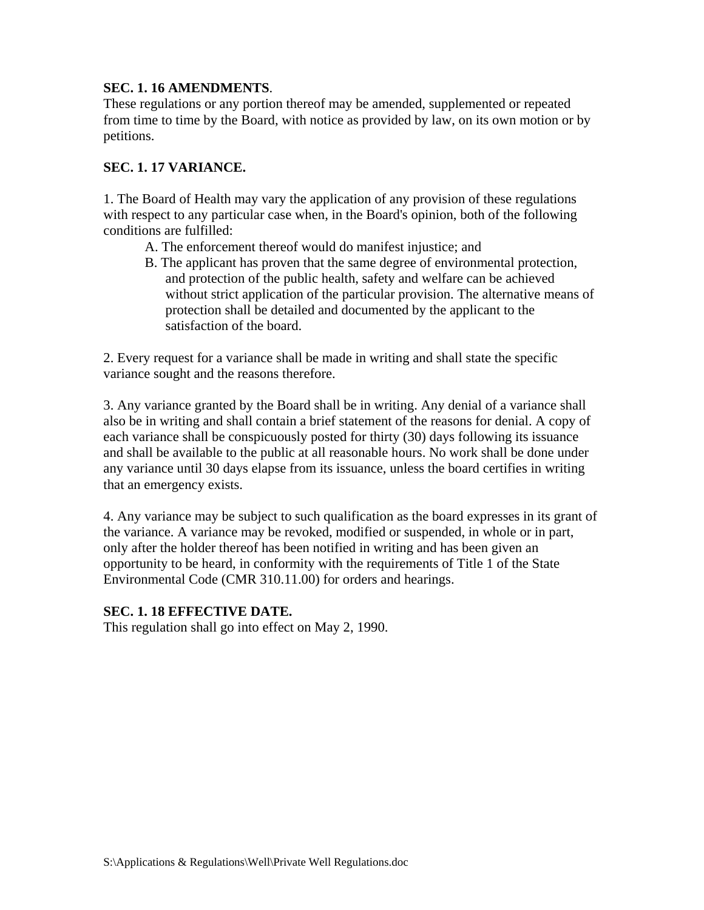**SEC. 1. 16 AMENDMENTS**.
These regulations or any portion thereof may be amended, supplemented or repeated from time to time by the Board, with notice as provided by law, on its own motion or by petitions.

**SEC. 1. 17 VARIANCE.**

1. The Board of Health may vary the application of any provision of these regulations with respect to any particular case when, in the Board's opinion, both of the following conditions are fulfilled:
    A. The enforcement thereof would do manifest injustice; and
    B. The applicant has proven that the same degree of environmental protection, and protection of the public health, safety and welfare can be achieved without strict application of the particular provision. The alternative means of protection shall be detailed and documented by the applicant to the satisfaction of the board.

2. Every request for a variance shall be made in writing and shall state the specific variance sought and the reasons therefore.

3. Any variance granted by the Board shall be in writing. Any denial of a variance shall also be in writing and shall contain a brief statement of the reasons for denial. A copy of each variance shall be conspicuously posted for thirty (30) days following its issuance and shall be available to the public at all reasonable hours. No work shall be done under any variance until 30 days elapse from its issuance, unless the board certifies in writing that an emergency exists.

4. Any variance may be subject to such qualification as the board expresses in its grant of the variance. A variance may be revoked, modified or suspended, in whole or in part, only after the holder thereof has been notified in writing and has been given an opportunity to be heard, in conformity with the requirements of Title 1 of the State Environmental Code (CMR 310.11.00) for orders and hearings.

**SEC. 1. 18 EFFECTIVE DATE.**
This regulation shall go into effect on May 2, 1990.